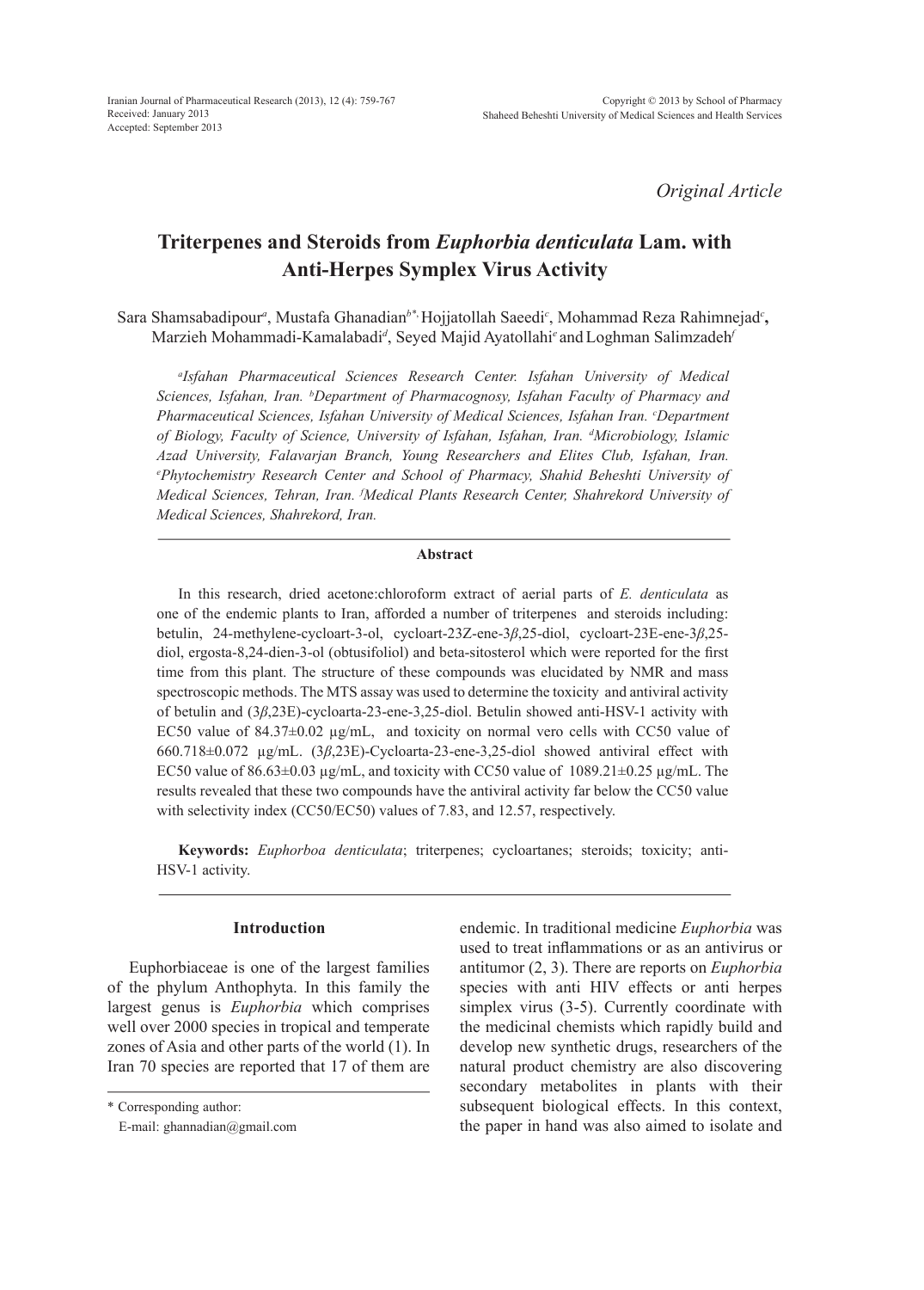*Original Article*

# Triterpenes and Steroids from *Euphorbia denticulata* Lam. with Anti-Herpes Symplex Virus Activity

Sara Shamsabadipour[a], Mustafa Ghanadian[b*], Hojjatollah Saeedi[c], Mohammad Reza Rahimnejad[c], Marzieh Mohammadi-Kamalabadi[d], Seyed Majid Ayatollahi[e] and Loghman Salimzadeh[f]

*[a]Isfahan Pharmaceutical Sciences Research Center. Isfahan University of Medical Sciences, Isfahan, Iran. [b]Department of Pharmacognosy, Isfahan Faculty of Pharmacy and Pharmaceutical Sciences, Isfahan University of Medical Sciences, Isfahan Iran. [c]Department of Biology, Faculty of Science, University of Isfahan, Isfahan, Iran. [d]Microbiology, Islamic Azad University, Falavarjan Branch, Young Researchers and Elites Club, Isfahan, Iran. [e]Phytochemistry Research Center and School of Pharmacy, Shahid Beheshti University of Medical Sciences, Tehran, Iran. [f]Medical Plants Research Center, Shahrekord University of Medical Sciences, Shahrekord, Iran.*

## Abstract

In this research, dried acetone:chloroform extract of aerial parts of *E. denticulata* as one of the endemic plants to Iran, afforded a number of triterpenes and steroids including: betulin, 24-methylene-cycloart-3-ol, cycloart-23Z-ene-3*β*,25-diol, cycloart-23E-ene-3*β*,25-diol, ergosta-8,24-dien-3-ol (obtusifoliol) and beta-sitosterol which were reported for the first time from this plant. The structure of these compounds was elucidated by NMR and mass spectroscopic methods. The MTS assay was used to determine the toxicity and antiviral activity of betulin and (3*β*,23E)-cycloarta-23-ene-3,25-diol. Betulin showed anti-HSV-1 activity with EC50 value of 84.37±0.02 µg/mL, and toxicity on normal vero cells with CC50 value of 660.718±0.072 µg/mL. (3*β*,23E)-Cycloarta-23-ene-3,25-diol showed antiviral effect with EC50 value of 86.63±0.03 µg/mL, and toxicity with CC50 value of 1089.21±0.25 µg/mL. The results revealed that these two compounds have the antiviral activity far below the CC50 value with selectivity index (CC50/EC50) values of 7.83, and 12.57, respectively.

**Keywords:** *Euphorboa denticulata*; triterpenes; cycloartanes; steroids; toxicity; anti-HSV-1 activity.

## Introduction

Euphorbiaceae is one of the largest families of the phylum Anthophyta. In this family the largest genus is *Euphorbia* which comprises well over 2000 species in tropical and temperate zones of Asia and other parts of the world (1). In Iran 70 species are reported that 17 of them are endemic. In traditional medicine *Euphorbia* was used to treat inflammations or as an antivirus or antitumor (2, 3). There are reports on *Euphorbia* species with anti HIV effects or anti herpes simplex virus (3-5). Currently coordinate with the medicinal chemists which rapidly build and develop new synthetic drugs, researchers of the natural product chemistry are also discovering secondary metabolites in plants with their subsequent biological effects. In this context, the paper in hand was also aimed to isolate and

\* Corresponding author:

E-mail: ghannadian@gmail.com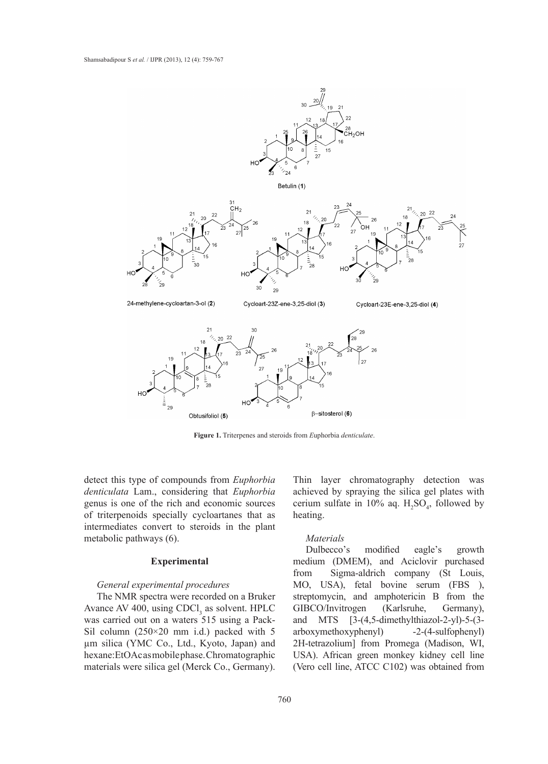Betulin (1)

24-methylene-cycloartan-3-ol (2)

Cycloart-23Z-ene-3,25-diol (3)

Cycloart-23E-ene-3,25-diol (4)

Obtusifoliol (5)

β-sitosterol (6)

**Figure 1.** Triterpenes and steroids from *E*uphorbia *denticulate*.

detect this type of compounds from *Euphorbia denticulata* Lam., considering that *Euphorbia* genus is one of the rich and economic sources of triterpenoids specially cycloartanes that as intermediates convert to steroids in the plant metabolic pathways (6).

## Experimental

### *General experimental procedures*

The NMR spectra were recorded on a Bruker Avance AV 400, using $CDCl_3$ as solvent. HPLC was carried out on a waters 515 using a Pack-Sil column (250×20 mm i.d.) packed with 5 µm silica (YMC Co., Ltd., Kyoto, Japan) and hexane:EtOAc as mobile phase. Chromatographic materials were silica gel (Merck Co., Germany). Thin layer chromatography detection was achieved by spraying the silica gel plates with cerium sulfate in 10% aq. $H_2SO_4$, followed by heating.

### *Materials*

Dulbecco's modified eagle's growth medium (DMEM), and Aciclovir purchased from Sigma-aldrich company (St Louis, MO, USA), fetal bovine serum (FBS ), streptomycin, and amphotericin B from the GIBCO/Invitrogen (Karlsruhe, Germany), and MTS [3-(4,5-dimethylthiazol-2-yl)-5-(3-arboxymethoxyphenyl) -2-(4-sulfophenyl) 2H-tetrazolium] from Promega (Madison, WI, USA). African green monkey kidney cell line (Vero cell line, ATCC C102) was obtained from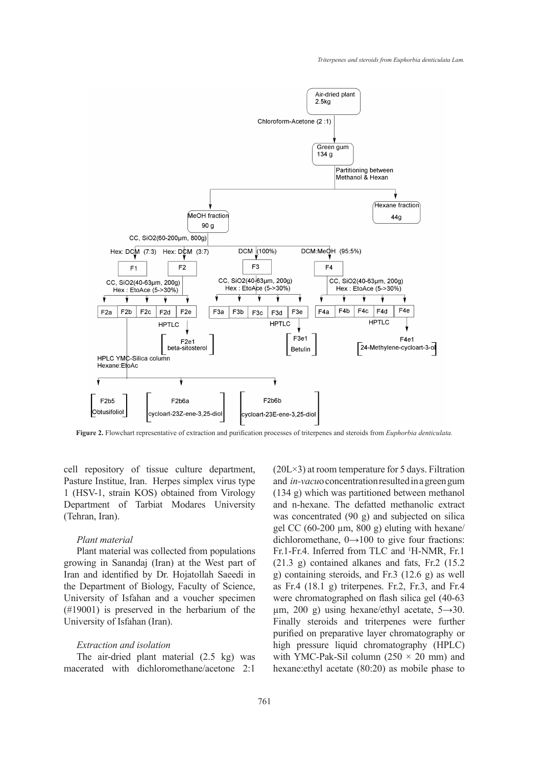Air-dried plant 2.5kg

Chloroform-Acetone (2 :1)

Green gum 134 g

Partitioning between Methanol & Hexan

MeOH fraction 90 g

Hexane fraction 44g

CC, SiO2(60-200µm, 800g)

Hex: DCM (7:3) Hex: DCM (3:7) DCM (100%) DCM:MeOH (95:5%)

F1 F2 F3 F4

CC, SiO2(40-63µm, 200g) Hex : EtoAce (5->30%)

CC, SiO2(40-63µm, 200g) Hex : EtoAce (5->30%)

CC, SiO2(40-63µm, 200g) Hex : EtoAce (5->30%)

F2a F2b F2c F2d F2e F3a F3b F3c F3d F3e F4a F4b F4c F4d F4e

HPTLC HPTLC HPTLC

F2e1 beta-sitosterol

F3e1 Betulin

F4e1 24-Methylene-cycloart-3-ol

HPLC YMC-Silica column Hexane:EtoAc

F2b5 Obtusifoliol

F2b6a cycloart-23Z-ene-3,25-diol

F2b6b cycloart-23E-ene-3,25-diol

**Figure 2.** Flowchart representative of extraction and purification processes of triterpenes and steroids from *Euphorbia denticulata.*

cell repository of tissue culture department, Pasture Institue, Iran. Herpes simplex virus type 1 (HSV-1, strain KOS) obtained from Virology Department of Tarbiat Modares University (Tehran, Iran).

### *Plant material*

Plant material was collected from populations growing in Sanandaj (Iran) at the West part of Iran and identified by Dr. Hojatollah Saeedi in the Department of Biology, Faculty of Science, University of Isfahan and a voucher specimen (#19001) is preserved in the herbarium of the University of Isfahan (Iran).

### *Extraction and isolation*

The air-dried plant material (2.5 kg) was macerated with dichloromethane/acetone 2:1 (20L×3) at room temperature for 5 days. Filtration and *in-vacuo* concentration resulted in a green gum (134 g) which was partitioned between methanol and n-hexane. The defatted methanolic extract was concentrated (90 g) and subjected on silica gel CC (60-200 µm, 800 g) eluting with hexane/dichloromethane, 0→100 to give four fractions: Fr.1-Fr.4. Inferred from TLC and $^1$H-NMR, Fr.1 (21.3 g) contained alkanes and fats, Fr.2 (15.2 g) containing steroids, and Fr.3 (12.6 g) as well as Fr.4 (18.1 g) triterpenes. Fr.2, Fr.3, and Fr.4 were chromatographed on flash silica gel (40-63 µm, 200 g) using hexane/ethyl acetate, 5→30. Finally steroids and triterpenes were further purified on preparative layer chromatography or high pressure liquid chromatography (HPLC) with YMC-Pak-Sil column (250 × 20 mm) and hexane:ethyl acetate (80:20) as mobile phase to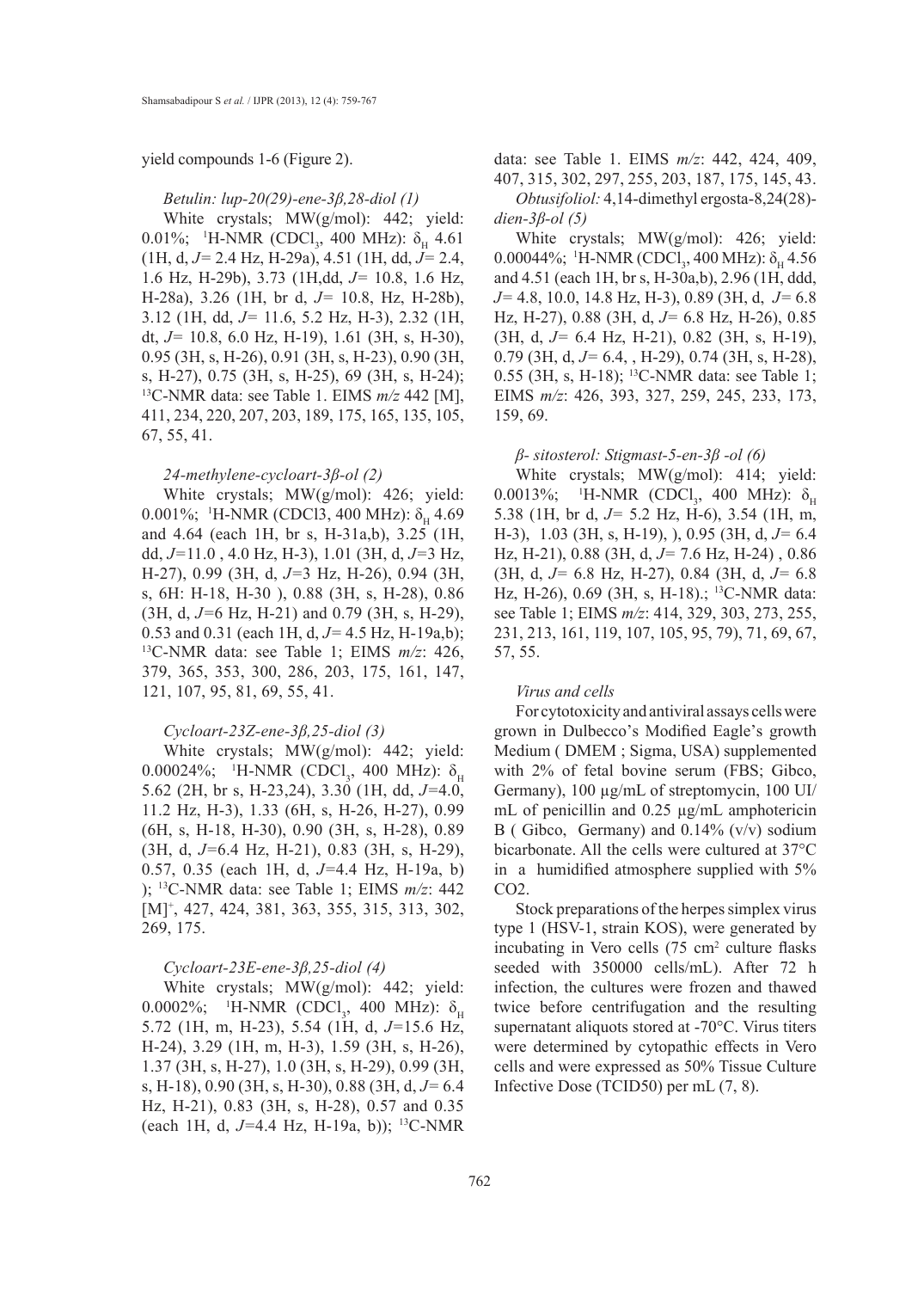yield compounds 1-6 (Figure 2).

*Betulin: lup-20(29)-ene-3β,28-diol (1)*

White crystals; MW(g/mol): 442; yield: 0.01%; $^{1}$H-NMR ($CDCl_3$, 400 MHz): $\delta_H$ 4.61 (1H, d, *J*= 2.4 Hz, H-29a), 4.51 (1H, dd, *J*= 2.4, 1.6 Hz, H-29b), 3.73 (1H,dd, *J*= 10.8, 1.6 Hz, H-28a), 3.26 (1H, br d, *J*= 10.8, Hz, H-28b), 3.12 (1H, dd, *J*= 11.6, 5.2 Hz, H-3), 2.32 (1H, dt, *J*= 10.8, 6.0 Hz, H-19), 1.61 (3H, s, H-30), 0.95 (3H, s, H-26), 0.91 (3H, s, H-23), 0.90 (3H, s, H-27), 0.75 (3H, s, H-25), 69 (3H, s, H-24); $^{13}$C-NMR data: see Table 1. EIMS *m/z* 442 [M], 411, 234, 220, 207, 203, 189, 175, 165, 135, 105, 67, 55, 41.

*24-methylene-cycloart-3β-ol (2)*

White crystals; MW(g/mol): 426; yield: 0.001%; $^{1}$H-NMR (CDCl3, 400 MHz): $\delta_H$ 4.69 and 4.64 (each 1H, br s, H-31a,b), 3.25 (1H, dd, *J*=11.0 , 4.0 Hz, H-3), 1.01 (3H, d, *J*=3 Hz, H-27), 0.99 (3H, d, *J*=3 Hz, H-26), 0.94 (3H, s, 6H: H-18, H-30 ), 0.88 (3H, s, H-28), 0.86 (3H, d, *J*=6 Hz, H-21) and 0.79 (3H, s, H-29), 0.53 and 0.31 (each 1H, d, *J*= 4.5 Hz, H-19a,b); $^{13}$C-NMR data: see Table 1; EIMS *m/z*: 426, 379, 365, 353, 300, 286, 203, 175, 161, 147, 121, 107, 95, 81, 69, 55, 41.

*Cycloart-23Z-ene-3β,25-diol (3)*

White crystals; MW(g/mol): 442; yield: 0.00024%; $^{1}$H-NMR ($CDCl_3$, 400 MHz): $\delta_H$ 5.62 (2H, br s, H-23,24), 3.30 (1H, dd, *J*=4.0, 11.2 Hz, H-3), 1.33 (6H, s, H-26, H-27), 0.99 (6H, s, H-18, H-30), 0.90 (3H, s, H-28), 0.89 (3H, d, *J*=6.4 Hz, H-21), 0.83 (3H, s, H-29), 0.57, 0.35 (each 1H, d, *J*=4.4 Hz, H-19a, b) ); $^{13}$C-NMR data: see Table 1; EIMS *m/z*: 442 $[M]^+$, 427, 424, 381, 363, 355, 315, 313, 302, 269, 175.

*Cycloart-23E-ene-3β,25-diol (4)*

White crystals; MW(g/mol): 442; yield: 0.0002%; $^{1}$H-NMR ($CDCl_3$, 400 MHz): $\delta_H$ 5.72 (1H, m, H-23), 5.54 (1H, d, *J*=15.6 Hz, H-24), 3.29 (1H, m, H-3), 1.59 (3H, s, H-26), 1.37 (3H, s, H-27), 1.0 (3H, s, H-29), 0.99 (3H, s, H-18), 0.90 (3H, s, H-30), 0.88 (3H, d, *J*= 6.4 Hz, H-21), 0.83 (3H, s, H-28), 0.57 and 0.35 (each 1H, d, *J*=4.4 Hz, H-19a, b)); $^{13}$C-NMR data: see Table 1. EIMS *m/z*: 442, 424, 409, 407, 315, 302, 297, 255, 203, 187, 175, 145, 43.

*Obtusifoliol:* 4,14-dimethyl ergosta-8,24(28)-*dien-3β-ol (5)*

White crystals; MW(g/mol): 426; yield: 0.00044%; $^{1}$H-NMR ($CDCl_3$, 400 MHz): $\delta_H$ 4.56 and 4.51 (each 1H, br s, H-30a,b), 2.96 (1H, ddd, *J*= 4.8, 10.0, 14.8 Hz, H-3), 0.89 (3H, d, *J*= 6.8 Hz, H-27), 0.88 (3H, d, *J*= 6.8 Hz, H-26), 0.85 (3H, d, *J*= 6.4 Hz, H-21), 0.82 (3H, s, H-19), 0.79 (3H, d, *J*= 6.4, , H-29), 0.74 (3H, s, H-28), 0.55 (3H, s, H-18); $^{13}$C-NMR data: see Table 1; EIMS *m/z*: 426, 393, 327, 259, 245, 233, 173, 159, 69.

*β- sitosterol: Stigmast-5-en-3β -ol (6)*

White crystals; MW(g/mol): 414; yield: 0.0013%; $^{1}$H-NMR ($CDCl_3$, 400 MHz): $\delta_H$ 5.38 (1H, br d, *J*= 5.2 Hz, H-6), 3.54 (1H, m, H-3), 1.03 (3H, s, H-19), ), 0.95 (3H, d, *J*= 6.4 Hz, H-21), 0.88 (3H, d, *J*= 7.6 Hz, H-24) , 0.86 (3H, d, *J*= 6.8 Hz, H-27), 0.84 (3H, d, *J*= 6.8 Hz, H-26), 0.69 (3H, s, H-18).; $^{13}$C-NMR data: see Table 1; EIMS *m/z*: 414, 329, 303, 273, 255, 231, 213, 161, 119, 107, 105, 95, 79), 71, 69, 67, 57, 55.

*Virus and cells*

For cytotoxicity and antiviral assays cells were grown in Dulbecco's Modified Eagle's growth Medium ( DMEM ; Sigma, USA) supplemented with 2% of fetal bovine serum (FBS; Gibco, Germany), 100 μg/mL of streptomycin, 100 UI/mL of penicillin and 0.25 μg/mL amphotericin B ( Gibco, Germany) and 0.14% (v/v) sodium bicarbonate. All the cells were cultured at 37°C in a humidified atmosphere supplied with 5% $CO_2$.

Stock preparations of the herpes simplex virus type 1 (HSV-1, strain KOS), were generated by incubating in Vero cells (75 $cm^2$ culture flasks seeded with 350000 cells/mL). After 72 h infection, the cultures were frozen and thawed twice before centrifugation and the resulting supernatant aliquots stored at -70°C. Virus titers were determined by cytopathic effects in Vero cells and were expressed as 50% Tissue Culture Infective Dose (TCID50) per mL (7, 8).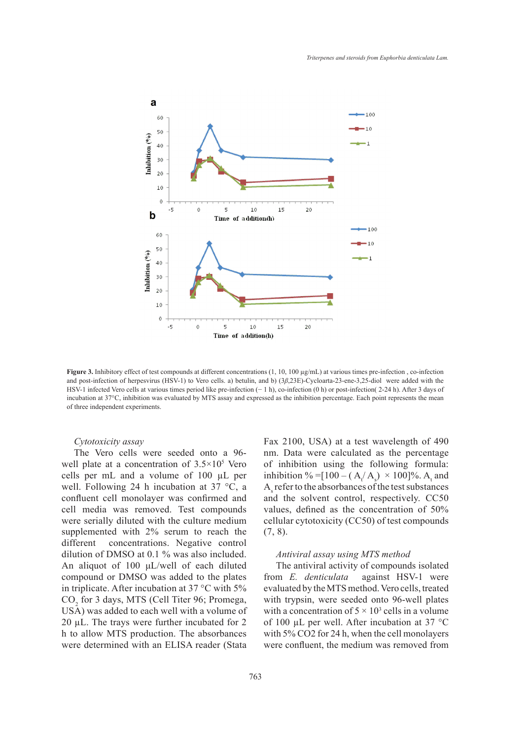a

60
50
40
30
20
10
0

Inhibition (%)

-5 0 5 10 15 20

Time of addition(h)

100
10
1

b

60
50
40
30
20
10
0

Inhibition (%)

-5 0 5 10 15 20

Time of addition(h)

100
10
1

**Figure 3.** Inhibitory effect of test compounds at different concentrations (1, 10, 100 µg/mL) at various times pre-infection , co-infection and post-infection of herpesvirus (HSV-1) to Vero cells. a) betulin, and b) (3$\beta$,23E)-Cycloarta-23-ene-3,25-diol were added with the HSV-1 infected Vero cells at various times period like pre-infection (− 1 h), co-infection (0 h) or post-infection( 2-24 h). After 3 days of incubation at 37°C, inhibition was evaluated by MTS assay and expressed as the inhibition percentage. Each point represents the mean of three independent experiments.

*Cytotoxicity assay*

The Vero cells were seeded onto a 96-well plate at a concentration of $3.5\times10^5$ Vero cells per mL and a volume of 100 µL per well. Following 24 h incubation at 37 °C, a confluent cell monolayer was confirmed and cell media was removed. Test compounds were serially diluted with the culture medium supplemented with 2% serum to reach the different concentrations. Negative control dilution of DMSO at 0.1 % was also included. An aliquot of 100 µL/well of each diluted compound or DMSO was added to the plates in triplicate. After incubation at 37 °C with 5% $CO_2$ for 3 days, MTS (Cell Titer 96; Promega, USA) was added to each well with a volume of 20 µL. The trays were further incubated for 2 h to allow MTS production. The absorbances were determined with an ELISA reader (Stata Fax 2100, USA) at a test wavelength of 490 nm. Data were calculated as the percentage of inhibition using the following formula: inhibition % =[100 – ( $A_t$/ $A_s$) × 100]%. $A_t$ and $A_s$ refer to the absorbances of the test substances and the solvent control, respectively. CC50 values, defined as the concentration of 50% cellular cytotoxicity (CC50) of test compounds (7, 8).

*Antiviral assay using MTS method*

The antiviral activity of compounds isolated from *E. denticulata* against HSV-1 were evaluated by the MTS method. Vero cells, treated with trypsin, were seeded onto 96-well plates with a concentration of $5 \times 10^3$ cells in a volume of 100 µL per well. After incubation at 37 °C with 5% CO2 for 24 h, when the cell monolayers were confluent, the medium was removed from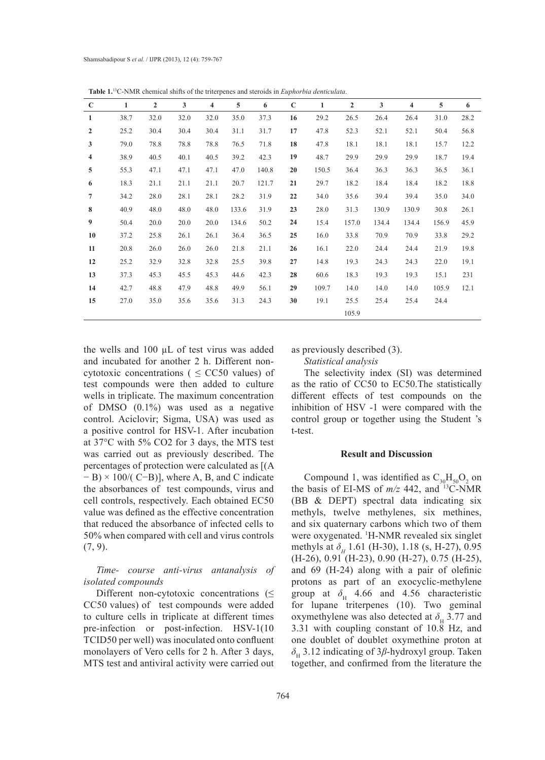**Table 1.** $^{13}$C-NMR chemical shifts of the triterpenes and steroids in *Euphorbia denticulata*.

| C | 1 | 2 | 3 | 4 | 5 | 6 | C | 1 | 2 | 3 | 4 | 5 | 6 |
|---|---|---|---|---|---|---|---|---|---|---|---|---|---|
| **1** | 38.7 | 32.0 | 32.0 | 32.0 | 35.0 | 37.3 | **16** | 29.2 | 26.5 | 26.4 | 26.4 | 31.0 | 28.2 |
| **2** | 25.2 | 30.4 | 30.4 | 30.4 | 31.1 | 31.7 | **17** | 47.8 | 52.3 | 52.1 | 52.1 | 50.4 | 56.8 |
| **3** | 79.0 | 78.8 | 78.8 | 78.8 | 76.5 | 71.8 | **18** | 47.8 | 18.1 | 18.1 | 18.1 | 15.7 | 12.2 |
| **4** | 38.9 | 40.5 | 40.1 | 40.5 | 39.2 | 42.3 | **19** | 48.7 | 29.9 | 29.9 | 29.9 | 18.7 | 19.4 |
| **5** | 55.3 | 47.1 | 47.1 | 47.1 | 47.0 | 140.8 | **20** | 150.5 | 36.4 | 36.3 | 36.3 | 36.5 | 36.1 |
| **6** | 18.3 | 21.1 | 21.1 | 21.1 | 20.7 | 121.7 | **21** | 29.7 | 18.2 | 18.4 | 18.4 | 18.2 | 18.8 |
| **7** | 34.2 | 28.0 | 28.1 | 28.1 | 28.2 | 31.9 | **22** | 34.0 | 35.6 | 39.4 | 39.4 | 35.0 | 34.0 |
| **8** | 40.9 | 48.0 | 48.0 | 48.0 | 133.6 | 31.9 | **23** | 28.0 | 31.3 | 130.9 | 130.9 | 30.8 | 26.1 |
| **9** | 50.4 | 20.0 | 20.0 | 20.0 | 134.6 | 50.2 | **24** | 15.4 | 157.0 | 134.4 | 134.4 | 156.9 | 45.9 |
| **10** | 37.2 | 25.8 | 26.1 | 26.1 | 36.4 | 36.5 | **25** | 16.0 | 33.8 | 70.9 | 70.9 | 33.8 | 29.2 |
| **11** | 20.8 | 26.0 | 26.0 | 26.0 | 21.8 | 21.1 | **26** | 16.1 | 22.0 | 24.4 | 24.4 | 21.9 | 19.8 |
| **12** | 25.2 | 32.9 | 32.8 | 32.8 | 25.5 | 39.8 | **27** | 14.8 | 19.3 | 24.3 | 24.3 | 22.0 | 19.1 |
| **13** | 37.3 | 45.3 | 45.5 | 45.3 | 44.6 | 42.3 | **28** | 60.6 | 18.3 | 19.3 | 19.3 | 15.1 | 231 |
| **14** | 42.7 | 48.8 | 47.9 | 48.8 | 49.9 | 56.1 | **29** | 109.7 | 14.0 | 14.0 | 14.0 | 105.9 | 12.1 |
| **15** | 27.0 | 35.0 | 35.6 | 35.6 | 31.3 | 24.3 | **30** | 19.1 | 25.5 | 25.4 | 25.4 | 24.4 | |
| | | | | | | | | | 105.9 | | | | |

the wells and 100 µL of test virus was added and incubated for another 2 h. Different non-cytotoxic concentrations ( ≤ CC50 values) of test compounds were then added to culture wells in triplicate. The maximum concentration of DMSO (0.1%) was used as a negative control. Aciclovir; Sigma, USA) was used as a positive control for HSV-1. After incubation at 37°C with 5% CO2 for 3 days, the MTS test was carried out as previously described. The percentages of protection were calculated as $[(A - B) \times 100/(C-B)]$, where A, B, and C indicate the absorbances of test compounds, virus and cell controls, respectively. Each obtained EC50 value was defined as the effective concentration that reduced the absorbance of infected cells to 50% when compared with cell and virus controls (7, 9).

*Time- course anti-virus antanalysis of isolated compounds*

Different non-cytotoxic concentrations (≤ CC50 values) of test compounds were added to culture cells in triplicate at different times pre-infection or post-infection. HSV-1(10 TCID50 per well) was inoculated onto confluent monolayers of Vero cells for 2 h. After 3 days, MTS test and antiviral activity were carried out as previously described (3).

*Statistical analysis*

The selectivity index (SI) was determined as the ratio of CC50 to EC50.The statistically different effects of test compounds on the inhibition of HSV -1 were compared with the control group or together using the Student 's t-test.

## Result and Discussion

Compound 1, was identified as $C_{30}H_{50}O_2$ on the basis of EI-MS of *m/z* 442, and $^{13}$C-NMR (BB & DEPT) spectral data indicating six methyls, twelve methylenes, six methines, and six quaternary carbons which two of them were oxygenated. $^{1}$H-NMR revealed six singlet methyls at $\delta_H$ 1.61 (H-30), 1.18 (s, H-27), 0.95 (H-26), 0.91 (H-23), 0.90 (H-27), 0.75 (H-25), and 69 (H-24) along with a pair of olefinic protons as part of an exocyclic-methylene group at $\delta_H$ 4.66 and 4.56 characteristic for lupane triterpenes (10). Two geminal oxymethylene was also detected at $\delta_H$ 3.77 and 3.31 with coupling constant of 10.8 Hz, and one doublet of doublet oxymethine proton at $\delta_H$ 3.12 indicating of 3*β*-hydroxyl group. Taken together, and confirmed from the literature the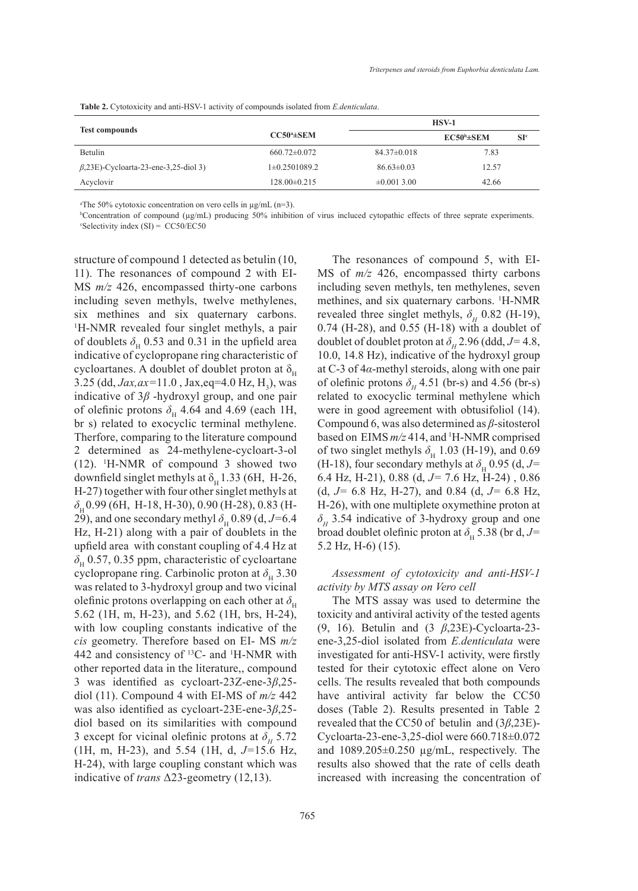**Table 2.** Cytotoxicity and anti-HSV-1 activity of compounds isolated from *E.denticulata*.

| Test compounds | CC50[a]±SEM | HSV-1 | | |
|---|---|---|---|---|
| | | | EC50[b]±SEM | SI[c] |
| Betulin | 660.72±0.072 | 84.37±0.018 | 7.83 | |
| *β*,23E)-Cycloarta-23-ene-3,25-diol 3) | 1±0.2501089.2 | 86.63±0.03 | 12.57 | |
| Acyclovir | 128.00±0.215 | ±0.001 3.00 | 42.66 | |

[a]The 50% cytotoxic concentration on vero cells in µg/mL (n=3).
[b]Concentration of compound (µg/mL) producing 50% inhibition of virus incluced cytopathic effects of three seprate experiments.
[c]Selectivity index (SI) = CC50/EC50

structure of compound 1 detected as betulin (10, 11). The resonances of compound 2 with EI-MS *m/z* 426, encompassed thirty-one carbons including seven methyls, twelve methylenes, six methines and six quaternary carbons. [1]H-NMR revealed four singlet methyls, a pair of doublets $\delta_H$ 0.53 and 0.31 in the upfield area indicative of cyclopropane ring characteristic of cycloartanes. A doublet of doublet proton at $\delta_H$ 3.25 (dd, *Jax,ax*=11.0 , Jax,eq=4.0 Hz, $H_3$), was indicative of 3*β* -hydroxyl group, and one pair of olefinic protons $\delta_H$ 4.64 and 4.69 (each 1H, br s) related to exocyclic terminal methylene. Therfore, comparing to the literature compound 2 determined as 24-methylene-cycloart-3-ol (12). [1]H-NMR of compound 3 showed two downfield singlet methyls at $\delta_H$ 1.33 (6H, H-26, H-27) together with four other singlet methyls at $\delta_H$ 0.99 (6H, H-18, H-30), 0.90 (H-28), 0.83 (H-29), and one secondary methyl $\delta_H$ 0.89 (d, *J*=6.4 Hz, H-21) along with a pair of doublets in the upfield area with constant coupling of 4.4 Hz at $\delta_H$ 0.57, 0.35 ppm, characteristic of cycloartane cyclopropane ring. Carbinolic proton at $\delta_H$ 3.30 was related to 3-hydroxyl group and two vicinal olefinic protons overlapping on each other at $\delta_H$ 5.62 (1H, m, H-23), and 5.62 (1H, brs, H-24), with low coupling constants indicative of the *cis* geometry. Therefore based on EI- MS *m/z* 442 and consistency of [13]C- and [1]H-NMR with other reported data in the literature,, compound 3 was identified as cycloart-23Z-ene-3*β*,25-diol (11). Compound 4 with EI-MS of *m/z* 442 was also identified as cycloart-23E-ene-3*β*,25-diol based on its similarities with compound 3 except for vicinal olefinic protons at $\delta_H$ 5.72 (1H, m, H-23), and 5.54 (1H, d, *J*=15.6 Hz, H-24), with large coupling constant which was indicative of *trans* Δ23-geometry (12,13).

The resonances of compound 5, with EI-MS of *m/z* 426, encompassed thirty carbons including seven methyls, ten methylenes, seven methines, and six quaternary carbons. [1]H-NMR revealed three singlet methyls, $\delta_H$ 0.82 (H-19), 0.74 (H-28), and 0.55 (H-18) with a doublet of doublet of doublet proton at $\delta_H$ 2.96 (ddd, *J*= 4.8, 10.0, 14.8 Hz), indicative of the hydroxyl group at C-3 of 4*α*-methyl steroids, along with one pair of olefinic protons $\delta_H$ 4.51 (br-s) and 4.56 (br-s) related to exocyclic terminal methylene which were in good agreement with obtusifoliol (14). Compound 6, was also determined as *β*-sitosterol based on EIMS *m/z* 414, and [1]H-NMR comprised of two singlet methyls $\delta_H$ 1.03 (H-19), and 0.69 (H-18), four secondary methyls at $\delta_H$ 0.95 (d, *J*= 6.4 Hz, H-21), 0.88 (d, *J*= 7.6 Hz, H-24) , 0.86 (d, *J*= 6.8 Hz, H-27), and 0.84 (d, *J*= 6.8 Hz, H-26), with one multiplete oxymethine proton at $\delta_H$ 3.54 indicative of 3-hydroxy group and one broad doublet olefinic proton at $\delta_H$ 5.38 (br d, *J*= 5.2 Hz, H-6) (15).

### *Assessment of cytotoxicity and anti-HSV-1 activity by MTS assay on Vero cell*

The MTS assay was used to determine the toxicity and antiviral activity of the tested agents (9, 16). Betulin and (3 *β*,23E)-Cycloarta-23-ene-3,25-diol isolated from *E.denticulata* were investigated for anti-HSV-1 activity, were firstly tested for their cytotoxic effect alone on Vero cells. The results revealed that both compounds have antiviral activity far below the CC50 doses (Table 2). Results presented in Table 2 revealed that the CC50 of betulin and (3*β*,23E)-Cycloarta-23-ene-3,25-diol were 660.718±0.072 and 1089.205±0.250 µg/mL, respectively. The results also showed that the rate of cells death increased with increasing the concentration of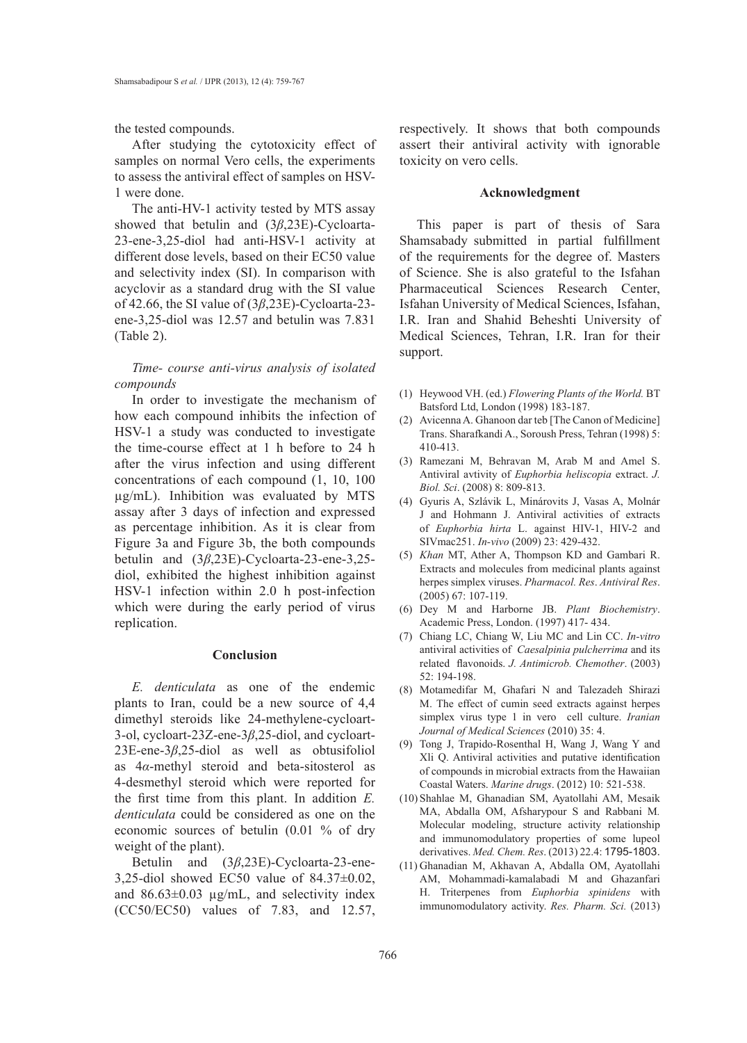the tested compounds.

After studying the cytotoxicity effect of samples on normal Vero cells, the experiments to assess the antiviral effect of samples on HSV-1 were done.

The anti-HV-1 activity tested by MTS assay showed that betulin and (3*β*,23E)-Cycloarta-23-ene-3,25-diol had anti-HSV-1 activity at different dose levels, based on their EC50 value and selectivity index (SI). In comparison with acyclovir as a standard drug with the SI value of 42.66, the SI value of (3*β*,23E)-Cycloarta-23-ene-3,25-diol was 12.57 and betulin was 7.831 (Table 2).

### *Time- course anti-virus analysis of isolated compounds*

In order to investigate the mechanism of how each compound inhibits the infection of HSV-1 a study was conducted to investigate the time-course effect at 1 h before to 24 h after the virus infection and using different concentrations of each compound (1, 10, 100 µg/mL). Inhibition was evaluated by MTS assay after 3 days of infection and expressed as percentage inhibition. As it is clear from Figure 3a and Figure 3b, the both compounds betulin and (3*β*,23E)-Cycloarta-23-ene-3,25-diol, exhibited the highest inhibition against HSV-1 infection within 2.0 h post-infection which were during the early period of virus replication.

## Conclusion

*E. denticulata* as one of the endemic plants to Iran, could be a new source of 4,4 dimethyl steroids like 24-methylene-cycloart-3-ol, cycloart-23Z-ene-3*β*,25-diol, and cycloart-23E-ene-3*β*,25-diol as well as obtusifoliol as 4*α*-methyl steroid and beta-sitosterol as 4-desmethyl steroid which were reported for the first time from this plant. In addition *E. denticulata* could be considered as one on the economic sources of betulin (0.01 % of dry weight of the plant).

Betulin and (3*β*,23E)-Cycloarta-23-ene-3,25-diol showed EC50 value of 84.37±0.02, and 86.63±0.03 µg/mL, and selectivity index (CC50/EC50) values of 7.83, and 12.57, respectively. It shows that both compounds assert their antiviral activity with ignorable toxicity on vero cells.

## Acknowledgment

This paper is part of thesis of Sara Shamsabady submitted in partial fulfillment of the requirements for the degree of. Masters of Science. She is also grateful to the Isfahan Pharmaceutical Sciences Research Center, Isfahan University of Medical Sciences, Isfahan, I.R. Iran and Shahid Beheshti University of Medical Sciences, Tehran, I.R. Iran for their support.

(1) Heywood VH. (ed.) *Flowering Plants of the World.* BT Batsford Ltd, London (1998) 183-187.

(2) Avicenna A. Ghanoon dar teb [The Canon of Medicine] Trans. Sharafkandi A., Soroush Press, Tehran (1998) 5: 410-413.

(3) Ramezani M, Behravan M, Arab M and Amel S. Antiviral avtivity of *Euphorbia heliscopia* extract. *J. Biol. Sci*. (2008) 8: 809-813.

(4) Gyuris A, Szlávik L, Minárovits J, Vasas A, Molnár J and Hohmann J. Antiviral activities of extracts of *Euphorbia hirta* L. against HIV-1, HIV-2 and SIVmac251. *In-vivo* (2009) 23: 429-432.

(5) *Khan* MT, Ather A, Thompson KD and Gambari R. Extracts and molecules from medicinal plants against herpes simplex viruses. *Pharmacol. Res*. *Antiviral Res*. (2005) 67: 107-119.

(6) Dey M and Harborne JB. *Plant Biochemistry*. Academic Press, London. (1997) 417- 434.

(7) Chiang LC, Chiang W, Liu MC and Lin CC. *In-vitro* antiviral activities of *Caesalpinia pulcherrima* and its related flavonoids. *J. Antimicrob. Chemother*. (2003) 52: 194-198.

(8) Motamedifar M, Ghafari N and Talezadeh Shirazi M. The effect of cumin seed extracts against herpes simplex virus type 1 in vero cell culture. *Iranian Journal of Medical Sciences* (2010) 35: 4.

(9) Tong J, Trapido-Rosenthal H, Wang J, Wang Y and Xli Q. Antiviral activities and putative identification of compounds in microbial extracts from the Hawaiian Coastal Waters. *Marine drugs*. (2012) 10: 521-538.

(10) Shahlae M, Ghanadian SM, Ayatollahi AM, Mesaik MA, Abdalla OM, Afsharypour S and Rabbani M*.* Molecular modeling, structure activity relationship and immunomodulatory properties of some lupeol derivatives. *Med. Chem. Res*. (2013) 22.4: 1795-1803.

(11) Ghanadian M, Akhavan A, Abdalla OM, Ayatollahi AM, Mohammadi-kamalabadi M and Ghazanfari H. Triterpenes from *Euphorbia spinidens* with immunomodulatory activity. *Res. Pharm. Sci.* (2013)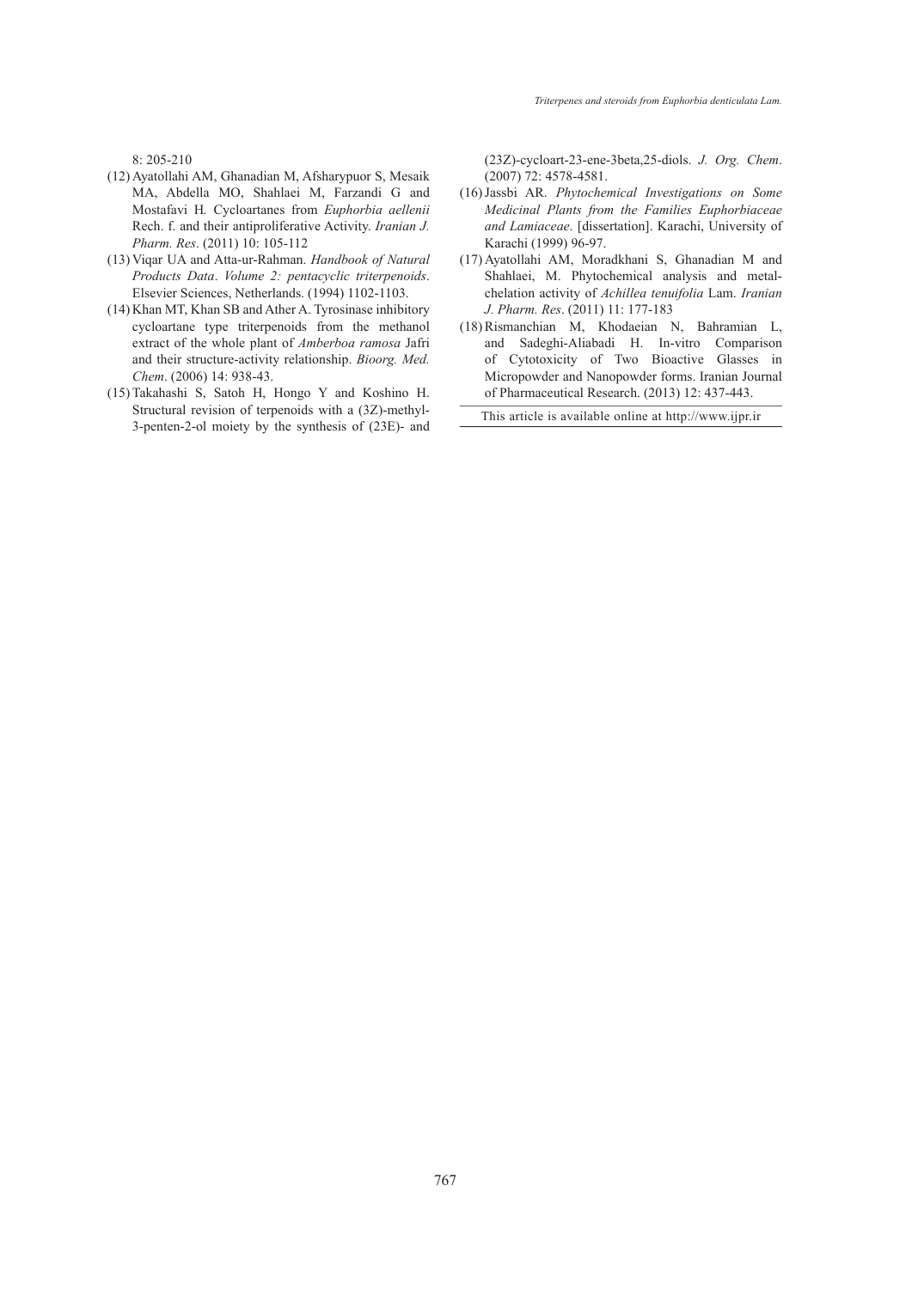8: 205-210

(12) Ayatollahi AM, Ghanadian M, Afsharypuor S, Mesaik MA, Abdella MO, Shahlaei M, Farzandi G and Mostafavi H. Cycloartanes from *Euphorbia aellenii* Rech. f. and their antiproliferative Activity. *Iranian J. Pharm. Res*. (2011) 10: 105-112

(13) Viqar UA and Atta-ur-Rahman. *Handbook of Natural Products Data*. *Volume 2: pentacyclic triterpenoids*. Elsevier Sciences, Netherlands. (1994) 1102-1103.

(14) Khan MT, Khan SB and Ather A. Tyrosinase inhibitory cycloartane type triterpenoids from the methanol extract of the whole plant of *Amberboa ramosa* Jafri and their structure-activity relationship. *Bioorg. Med. Chem*. (2006) 14: 938-43.

(15) Takahashi S, Satoh H, Hongo Y and Koshino H. Structural revision of terpenoids with a (3Z)-methyl-3-penten-2-ol moiety by the synthesis of (23E)- and (23Z)-cycloart-23-ene-3beta,25-diols. *J. Org. Chem*. (2007) 72: 4578-4581.

(16) Jassbi AR. *Phytochemical Investigations on Some Medicinal Plants from the Families Euphorbiaceae and Lamiaceae*. [dissertation]. Karachi, University of Karachi (1999) 96-97.

(17) Ayatollahi AM, Moradkhani S, Ghanadian M and Shahlaei, M. Phytochemical analysis and metal-chelation activity of *Achillea tenuifolia* Lam. *Iranian J. Pharm. Res*. (2011) 11: 177-183

(18) Rismanchian M, Khodaeian N, Bahramian L, and Sadeghi-Aliabadi H. In-vitro Comparison of Cytotoxicity of Two Bioactive Glasses in Micropowder and Nanopowder forms. Iranian Journal of Pharmaceutical Research. (2013) 12: 437-443.

This article is available online at http://www.ijpr.ir